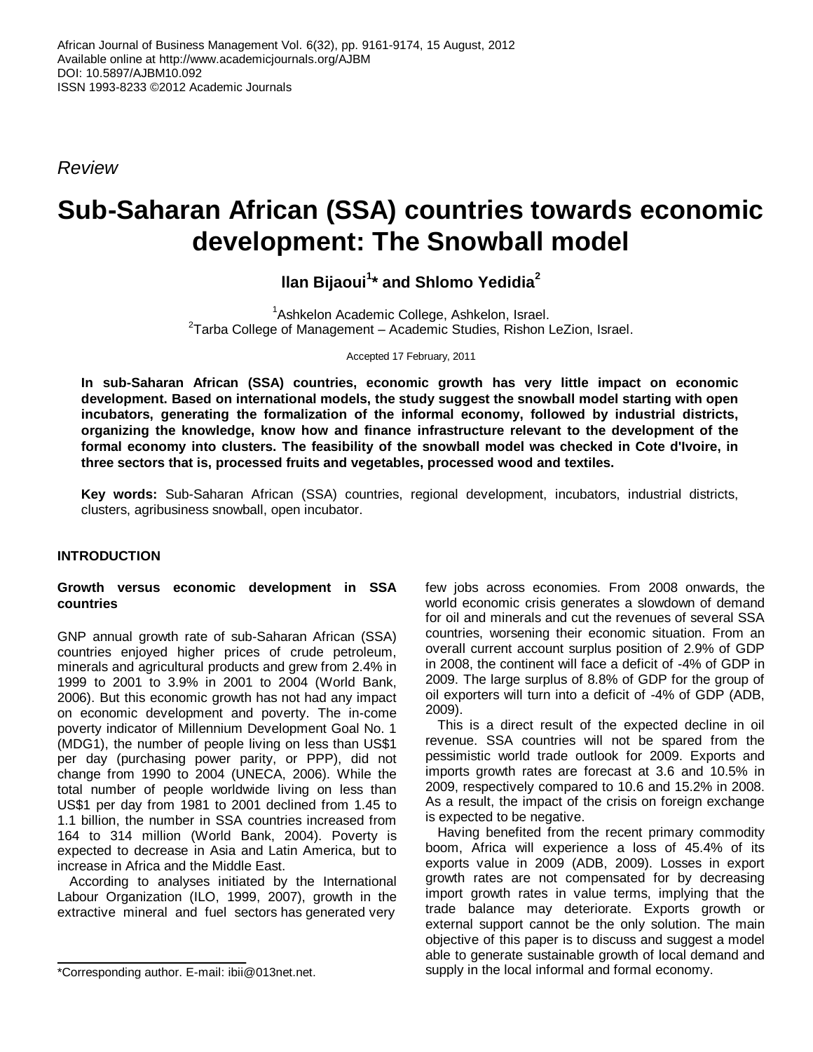African Journal of Business Management Vol. 6(32), pp. 9161-9174, 15 August, 2012
Available online at http://www.academicjournals.org/AJBM
DOI: 10.5897/AJBM10.092
ISSN 1993-8233 ©2012 Academic Journals

*Review*

# Sub-Saharan African (SSA) countries towards economic development: The Snowball model

**Ilan Bijaoui[1]* and Shlomo Yedidia[2]**

[1]Ashkelon Academic College, Ashkelon, Israel.
[2]Tarba College of Management – Academic Studies, Rishon LeZion, Israel.

Accepted 17 February, 2011

**In sub-Saharan African (SSA) countries, economic growth has very little impact on economic development. Based on international models, the study suggest the snowball model starting with open incubators, generating the formalization of the informal economy, followed by industrial districts, organizing the knowledge, know how and finance infrastructure relevant to the development of the formal economy into clusters. The feasibility of the snowball model was checked in Cote d'Ivoire, in three sectors that is, processed fruits and vegetables, processed wood and textiles.**

**Key words:** Sub-Saharan African (SSA) countries, regional development, incubators, industrial districts, clusters, agribusiness snowball, open incubator.

## INTRODUCTION

### Growth versus economic development in SSA countries

GNP annual growth rate of sub-Saharan African (SSA) countries enjoyed higher prices of crude petroleum, minerals and agricultural products and grew from 2.4% in 1999 to 2001 to 3.9% in 2001 to 2004 (World Bank, 2006). But this economic growth has not had any impact on economic development and poverty. The in-come poverty indicator of Millennium Development Goal No. 1 (MDG1), the number of people living on less than US$1 per day (purchasing power parity, or PPP), did not change from 1990 to 2004 (UNECA, 2006). While the total number of people worldwide living on less than US$1 per day from 1981 to 2001 declined from 1.45 to 1.1 billion, the number in SSA countries increased from 164 to 314 million (World Bank, 2004). Poverty is expected to decrease in Asia and Latin America, but to increase in Africa and the Middle East.

According to analyses initiated by the International Labour Organization (ILO, 1999, 2007), growth in the extractive mineral and fuel sectors has generated very few jobs across economies. From 2008 onwards, the world economic crisis generates a slowdown of demand for oil and minerals and cut the revenues of several SSA countries, worsening their economic situation. From an overall current account surplus position of 2.9% of GDP in 2008, the continent will face a deficit of -4% of GDP in 2009. The large surplus of 8.8% of GDP for the group of oil exporters will turn into a deficit of -4% of GDP (ADB, 2009).

This is a direct result of the expected decline in oil revenue. SSA countries will not be spared from the pessimistic world trade outlook for 2009. Exports and imports growth rates are forecast at 3.6 and 10.5% in 2009, respectively compared to 10.6 and 15.2% in 2008. As a result, the impact of the crisis on foreign exchange is expected to be negative.

Having benefited from the recent primary commodity boom, Africa will experience a loss of 45.4% of its exports value in 2009 (ADB, 2009). Losses in export growth rates are not compensated for by decreasing import growth rates in value terms, implying that the trade balance may deteriorate. Exports growth or external support cannot be the only solution. The main objective of this paper is to discuss and suggest a model able to generate sustainable growth of local demand and supply in the local informal and formal economy.

*Corresponding author. E-mail: ibii@013net.net.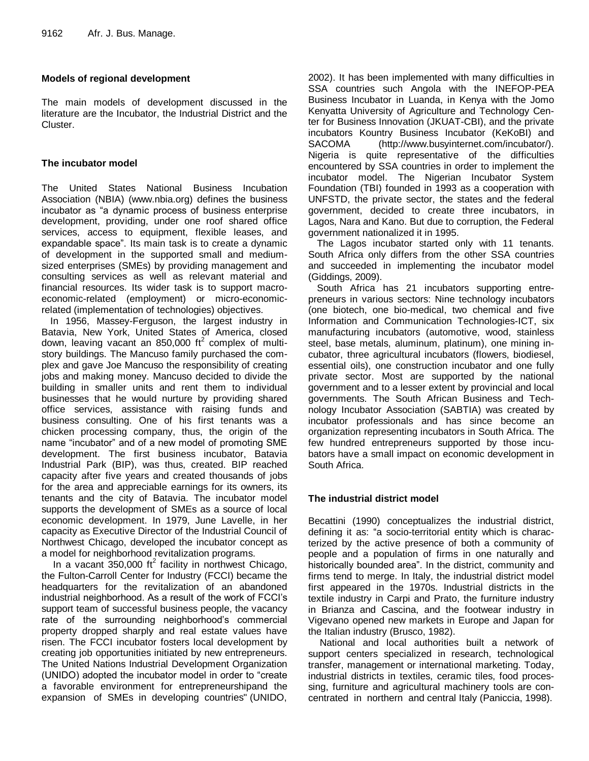## Models of regional development

The main models of development discussed in the literature are the Incubator, the Industrial District and the Cluster.

### The incubator model

The United States National Business Incubation Association (NBIA) (www.nbia.org) defines the business incubator as "a dynamic process of business enterprise development, providing, under one roof shared office services, access to equipment, flexible leases, and expandable space". Its main task is to create a dynamic of development in the supported small and medium-sized enterprises (SMEs) by providing management and consulting services as well as relevant material and financial resources. Its wider task is to support macro-economic-related (employment) or micro-economic-related (implementation of technologies) objectives.

In 1956, Massey-Ferguson, the largest industry in Batavia, New York, United States of America, closed down, leaving vacant an 850,000 $ft^2$ complex of multi-story buildings. The Mancuso family purchased the complex and gave Joe Mancuso the responsibility of creating jobs and making money. Mancuso decided to divide the building in smaller units and rent them to individual businesses that he would nurture by providing shared office services, assistance with raising funds and business consulting. One of his first tenants was a chicken processing company, thus, the origin of the name "incubator" and of a new model of promoting SME development. The first business incubator, Batavia Industrial Park (BIP), was thus, created. BIP reached capacity after five years and created thousands of jobs for the area and appreciable earnings for its owners, its tenants and the city of Batavia. The incubator model supports the development of SMEs as a source of local economic development. In 1979, June Lavelle, in her capacity as Executive Director of the Industrial Council of Northwest Chicago, developed the incubator concept as a model for neighborhood revitalization programs.

In a vacant 350,000 $ft^2$ facility in northwest Chicago, the Fulton-Carroll Center for Industry (FCCI) became the headquarters for the revitalization of an abandoned industrial neighborhood. As a result of the work of FCCI's support team of successful business people, the vacancy rate of the surrounding neighborhood's commercial property dropped sharply and real estate values have risen. The FCCI incubator fosters local development by creating job opportunities initiated by new entrepreneurs. The United Nations Industrial Development Organization (UNIDO) adopted the incubator model in order to "create a favorable environment for entrepreneurshipand the expansion of SMEs in developing countries" (UNIDO, 2002). It has been implemented with many difficulties in SSA countries such Angola with the INEFOP-PEA Business Incubator in Luanda, in Kenya with the Jomo Kenyatta University of Agriculture and Technology Center for Business Innovation (JKUAT-CBI), and the private incubators Kountry Business Incubator (KeKoBI) and SACOMA (http://www.busyinternet.com/incubator/). Nigeria is quite representative of the difficulties encountered by SSA countries in order to implement the incubator model. The Nigerian Incubator System Foundation (TBI) founded in 1993 as a cooperation with UNFSTD, the private sector, the states and the federal government, decided to create three incubators, in Lagos, Nara and Kano. But due to corruption, the Federal government nationalized it in 1995.

The Lagos incubator started only with 11 tenants. South Africa only differs from the other SSA countries and succeeded in implementing the incubator model (Giddings, 2009).

South Africa has 21 incubators supporting entrepreneurs in various sectors: Nine technology incubators (one biotech, one bio-medical, two chemical and five Information and Communication Technologies-ICT, six manufacturing incubators (automotive, wood, stainless steel, base metals, aluminum, platinum), one mining incubator, three agricultural incubators (flowers, biodiesel, essential oils), one construction incubator and one fully private sector. Most are supported by the national government and to a lesser extent by provincial and local governments. The South African Business and Technology Incubator Association (SABTIA) was created by incubator professionals and has since become an organization representing incubators in South Africa. The few hundred entrepreneurs supported by those incubators have a small impact on economic development in South Africa.

### The industrial district model

Becattini (1990) conceptualizes the industrial district, defining it as: "a socio-territorial entity which is characterized by the active presence of both a community of people and a population of firms in one naturally and historically bounded area". In the district, community and firms tend to merge. In Italy, the industrial district model first appeared in the 1970s. Industrial districts in the textile industry in Carpi and Prato, the furniture industry in Brianza and Cascina, and the footwear industry in Vigevano opened new markets in Europe and Japan for the Italian industry (Brusco, 1982).

National and local authorities built a network of support centers specialized in research, technological transfer, management or international marketing. Today, industrial districts in textiles, ceramic tiles, food processing, furniture and agricultural machinery tools are concentrated in northern and central Italy (Paniccia, 1998).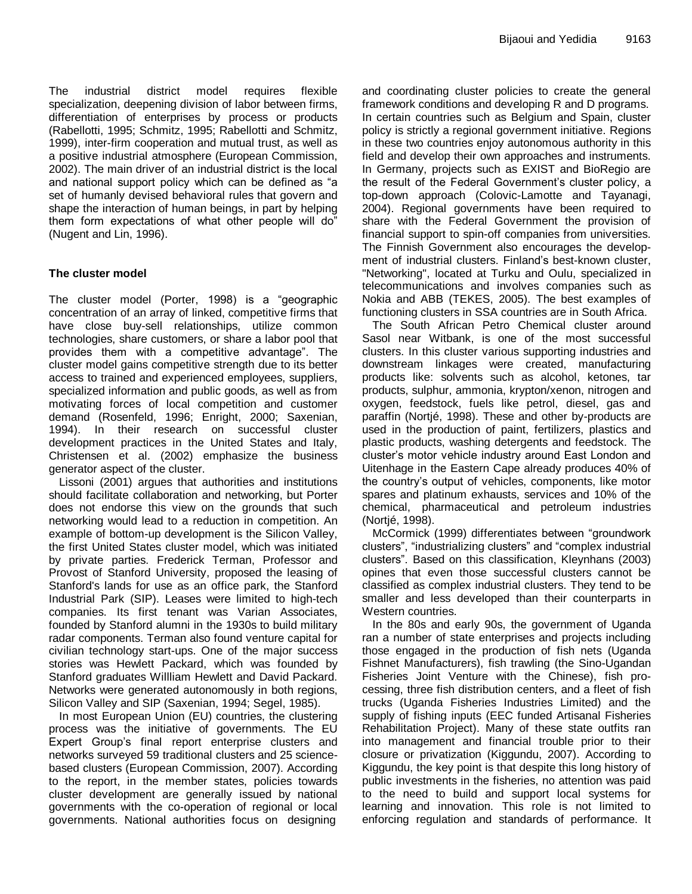The industrial district model requires flexible specialization, deepening division of labor between firms, differentiation of enterprises by process or products (Rabellotti, 1995; Schmitz, 1995; Rabellotti and Schmitz, 1999), inter-firm cooperation and mutual trust, as well as a positive industrial atmosphere (European Commission, 2002). The main driver of an industrial district is the local and national support policy which can be defined as "a set of humanly devised behavioral rules that govern and shape the interaction of human beings, in part by helping them form expectations of what other people will do" (Nugent and Lin, 1996).

### The cluster model

The cluster model (Porter, 1998) is a "geographic concentration of an array of linked, competitive firms that have close buy-sell relationships, utilize common technologies, share customers, or share a labor pool that provides them with a competitive advantage". The cluster model gains competitive strength due to its better access to trained and experienced employees, suppliers, specialized information and public goods, as well as from motivating forces of local competition and customer demand (Rosenfeld, 1996; Enright, 2000; Saxenian, 1994). In their research on successful cluster development practices in the United States and Italy, Christensen et al. (2002) emphasize the business generator aspect of the cluster.

Lissoni (2001) argues that authorities and institutions should facilitate collaboration and networking, but Porter does not endorse this view on the grounds that such networking would lead to a reduction in competition. An example of bottom-up development is the Silicon Valley, the first United States cluster model, which was initiated by private parties. Frederick Terman, Professor and Provost of Stanford University, proposed the leasing of Stanford's lands for use as an office park, the Stanford Industrial Park (SIP). Leases were limited to high-tech companies. Its first tenant was Varian Associates, founded by Stanford alumni in the 1930s to build military radar components. Terman also found venture capital for civilian technology start-ups. One of the major success stories was Hewlett Packard, which was founded by Stanford graduates Willliam Hewlett and David Packard. Networks were generated autonomously in both regions, Silicon Valley and SIP (Saxenian, 1994; Segel, 1985).

In most European Union (EU) countries, the clustering process was the initiative of governments. The EU Expert Group's final report enterprise clusters and networks surveyed 59 traditional clusters and 25 science-based clusters (European Commission, 2007). According to the report, in the member states, policies towards cluster development are generally issued by national governments with the co-operation of regional or local governments. National authorities focus on designing and coordinating cluster policies to create the general framework conditions and developing R and D programs. In certain countries such as Belgium and Spain, cluster policy is strictly a regional government initiative. Regions in these two countries enjoy autonomous authority in this field and develop their own approaches and instruments. In Germany, projects such as EXIST and BioRegio are the result of the Federal Government's cluster policy, a top-down approach (Colovic-Lamotte and Tayanagi, 2004). Regional governments have been required to share with the Federal Government the provision of financial support to spin-off companies from universities. The Finnish Government also encourages the development of industrial clusters. Finland's best-known cluster, "Networking", located at Turku and Oulu, specialized in telecommunications and involves companies such as Nokia and ABB (TEKES, 2005). The best examples of functioning clusters in SSA countries are in South Africa.

The South African Petro Chemical cluster around Sasol near Witbank, is one of the most successful clusters. In this cluster various supporting industries and downstream linkages were created, manufacturing products like: solvents such as alcohol, ketones, tar products, sulphur, ammonia, krypton/xenon, nitrogen and oxygen, feedstock, fuels like petrol, diesel, gas and paraffin (Nortjé, 1998). These and other by-products are used in the production of paint, fertilizers, plastics and plastic products, washing detergents and feedstock. The cluster's motor vehicle industry around East London and Uitenhage in the Eastern Cape already produces 40% of the country's output of vehicles, components, like motor spares and platinum exhausts, services and 10% of the chemical, pharmaceutical and petroleum industries (Nortjé, 1998).

McCormick (1999) differentiates between "groundwork clusters", "industrializing clusters" and "complex industrial clusters". Based on this classification, Kleynhans (2003) opines that even those successful clusters cannot be classified as complex industrial clusters. They tend to be smaller and less developed than their counterparts in Western countries.

In the 80s and early 90s, the government of Uganda ran a number of state enterprises and projects including those engaged in the production of fish nets (Uganda Fishnet Manufacturers), fish trawling (the Sino-Ugandan Fisheries Joint Venture with the Chinese), fish processing, three fish distribution centers, and a fleet of fish trucks (Uganda Fisheries Industries Limited) and the supply of fishing inputs (EEC funded Artisanal Fisheries Rehabilitation Project). Many of these state outfits ran into management and financial trouble prior to their closure or privatization (Kiggundu, 2007). According to Kiggundu, the key point is that despite this long history of public investments in the fisheries, no attention was paid to the need to build and support local systems for learning and innovation. This role is not limited to enforcing regulation and standards of performance. It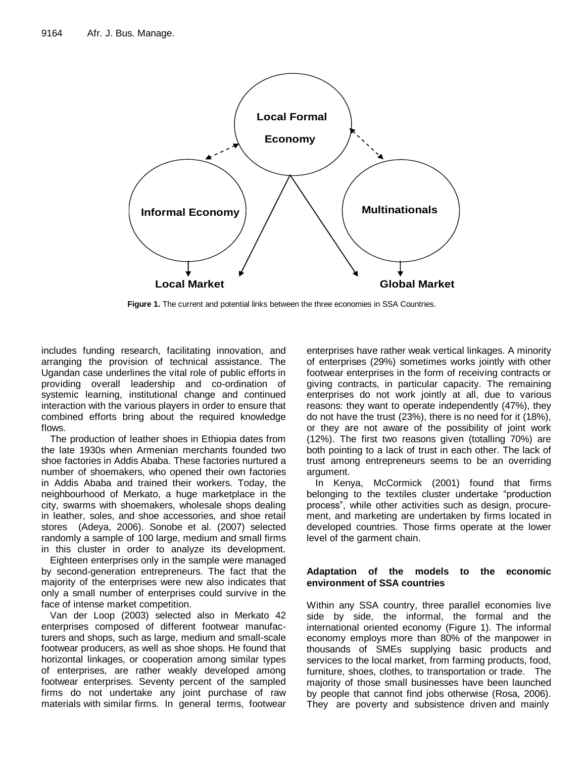Figure 1. The current and potential links between the three economies in SSA Countries.

includes funding research, facilitating innovation, and arranging the provision of technical assistance. The Ugandan case underlines the vital role of public efforts in providing overall leadership and co-ordination of systemic learning, institutional change and continued interaction with the various players in order to ensure that combined efforts bring about the required knowledge flows.

The production of leather shoes in Ethiopia dates from the late 1930s when Armenian merchants founded two shoe factories in Addis Ababa. These factories nurtured a number of shoemakers, who opened their own factories in Addis Ababa and trained their workers. Today, the neighbourhood of Merkato, a huge marketplace in the city, swarms with shoemakers, wholesale shops dealing in leather, soles, and shoe accessories, and shoe retail stores (Adeya, 2006). Sonobe et al. (2007) selected randomly a sample of 100 large, medium and small firms in this cluster in order to analyze its development.

Eighteen enterprises only in the sample were managed by second-generation entrepreneurs. The fact that the majority of the enterprises were new also indicates that only a small number of enterprises could survive in the face of intense market competition.

Van der Loop (2003) selected also in Merkato 42 enterprises composed of different footwear manufacturers and shops, such as large, medium and small-scale footwear producers, as well as shoe shops. He found that horizontal linkages, or cooperation among similar types of enterprises, are rather weakly developed among footwear enterprises. Seventy percent of the sampled firms do not undertake any joint purchase of raw materials with similar firms. In general terms, footwear enterprises have rather weak vertical linkages. A minority of enterprises (29%) sometimes works jointly with other footwear enterprises in the form of receiving contracts or giving contracts, in particular capacity. The remaining enterprises do not work jointly at all, due to various reasons: they want to operate independently (47%), they do not have the trust (23%), there is no need for it (18%), or they are not aware of the possibility of joint work (12%). The first two reasons given (totalling 70%) are both pointing to a lack of trust in each other. The lack of trust among entrepreneurs seems to be an overriding argument.

In Kenya, McCormick (2001) found that firms belonging to the textiles cluster undertake "production process", while other activities such as design, procurement, and marketing are undertaken by firms located in developed countries. Those firms operate at the lower level of the garment chain.

## Adaptation of the models to the economic environment of SSA countries

Within any SSA country, three parallel economies live side by side, the informal, the formal and the international oriented economy (Figure 1). The informal economy employs more than 80% of the manpower in thousands of SMEs supplying basic products and services to the local market, from farming products, food, furniture, shoes, clothes, to transportation or trade. The majority of those small businesses have been launched by people that cannot find jobs otherwise (Rosa, 2006). They are poverty and subsistence driven and mainly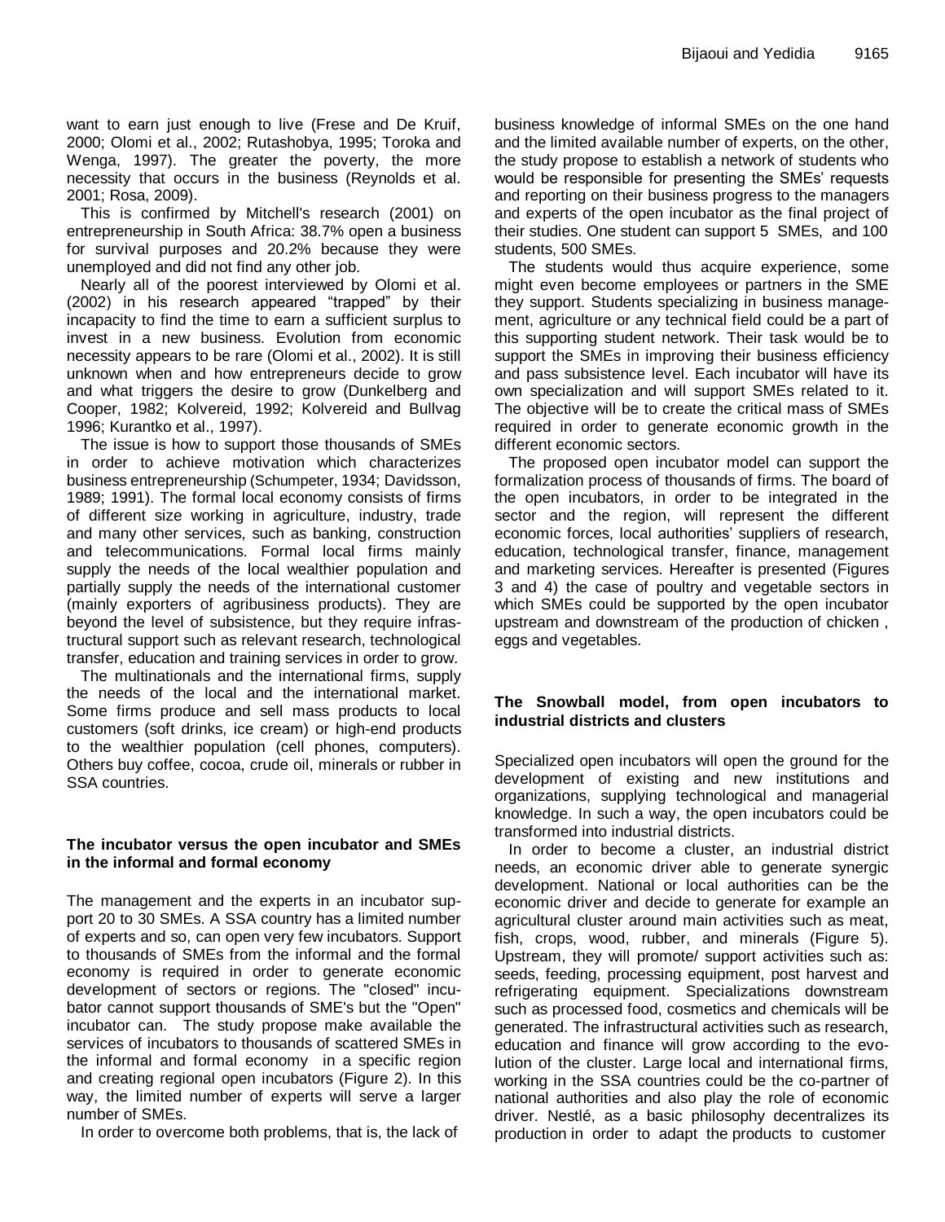want to earn just enough to live (Frese and De Kruif, 2000; Olomi et al., 2002; Rutashobya, 1995; Toroka and Wenga, 1997). The greater the poverty, the more necessity that occurs in the business (Reynolds et al. 2001; Rosa, 2009).

This is confirmed by Mitchell's research (2001) on entrepreneurship in South Africa: 38.7% open a business for survival purposes and 20.2% because they were unemployed and did not find any other job.

Nearly all of the poorest interviewed by Olomi et al. (2002) in his research appeared "trapped" by their incapacity to find the time to earn a sufficient surplus to invest in a new business. Evolution from economic necessity appears to be rare (Olomi et al., 2002). It is still unknown when and how entrepreneurs decide to grow and what triggers the desire to grow (Dunkelberg and Cooper, 1982; Kolvereid, 1992; Kolvereid and Bullvag 1996; Kurantko et al., 1997).

The issue is how to support those thousands of SMEs in order to achieve motivation which characterizes business entrepreneurship (Schumpeter, 1934; Davidsson, 1989; 1991). The formal local economy consists of firms of different size working in agriculture, industry, trade and many other services, such as banking, construction and telecommunications. Formal local firms mainly supply the needs of the local wealthier population and partially supply the needs of the international customer (mainly exporters of agribusiness products). They are beyond the level of subsistence, but they require infrastructural support such as relevant research, technological transfer, education and training services in order to grow.

The multinationals and the international firms, supply the needs of the local and the international market. Some firms produce and sell mass products to local customers (soft drinks, ice cream) or high-end products to the wealthier population (cell phones, computers). Others buy coffee, cocoa, crude oil, minerals or rubber in SSA countries.

## The incubator versus the open incubator and SMEs in the informal and formal economy

The management and the experts in an incubator support 20 to 30 SMEs. A SSA country has a limited number of experts and so, can open very few incubators. Support to thousands of SMEs from the informal and the formal economy is required in order to generate economic development of sectors or regions. The "closed" incubator cannot support thousands of SME's but the "Open" incubator can. The study propose make available the services of incubators to thousands of scattered SMEs in the informal and formal economy in a specific region and creating regional open incubators (Figure 2). In this way, the limited number of experts will serve a larger number of SMEs.

In order to overcome both problems, that is, the lack of business knowledge of informal SMEs on the one hand and the limited available number of experts, on the other, the study propose to establish a network of students who would be responsible for presenting the SMEs' requests and reporting on their business progress to the managers and experts of the open incubator as the final project of their studies. One student can support 5 SMEs, and 100 students, 500 SMEs.

The students would thus acquire experience, some might even become employees or partners in the SME they support. Students specializing in business management, agriculture or any technical field could be a part of this supporting student network. Their task would be to support the SMEs in improving their business efficiency and pass subsistence level. Each incubator will have its own specialization and will support SMEs related to it. The objective will be to create the critical mass of SMEs required in order to generate economic growth in the different economic sectors.

The proposed open incubator model can support the formalization process of thousands of firms. The board of the open incubators, in order to be integrated in the sector and the region, will represent the different economic forces, local authorities' suppliers of research, education, technological transfer, finance, management and marketing services. Hereafter is presented (Figures 3 and 4) the case of poultry and vegetable sectors in which SMEs could be supported by the open incubator upstream and downstream of the production of chicken , eggs and vegetables.

## The Snowball model, from open incubators to industrial districts and clusters

Specialized open incubators will open the ground for the development of existing and new institutions and organizations, supplying technological and managerial knowledge. In such a way, the open incubators could be transformed into industrial districts.

In order to become a cluster, an industrial district needs, an economic driver able to generate synergic development. National or local authorities can be the economic driver and decide to generate for example an agricultural cluster around main activities such as meat, fish, crops, wood, rubber, and minerals (Figure 5). Upstream, they will promote/ support activities such as: seeds, feeding, processing equipment, post harvest and refrigerating equipment. Specializations downstream such as processed food, cosmetics and chemicals will be generated. The infrastructural activities such as research, education and finance will grow according to the evolution of the cluster. Large local and international firms, working in the SSA countries could be the co-partner of national authorities and also play the role of economic driver. Nestlé, as a basic philosophy decentralizes its production in order to adapt the products to customer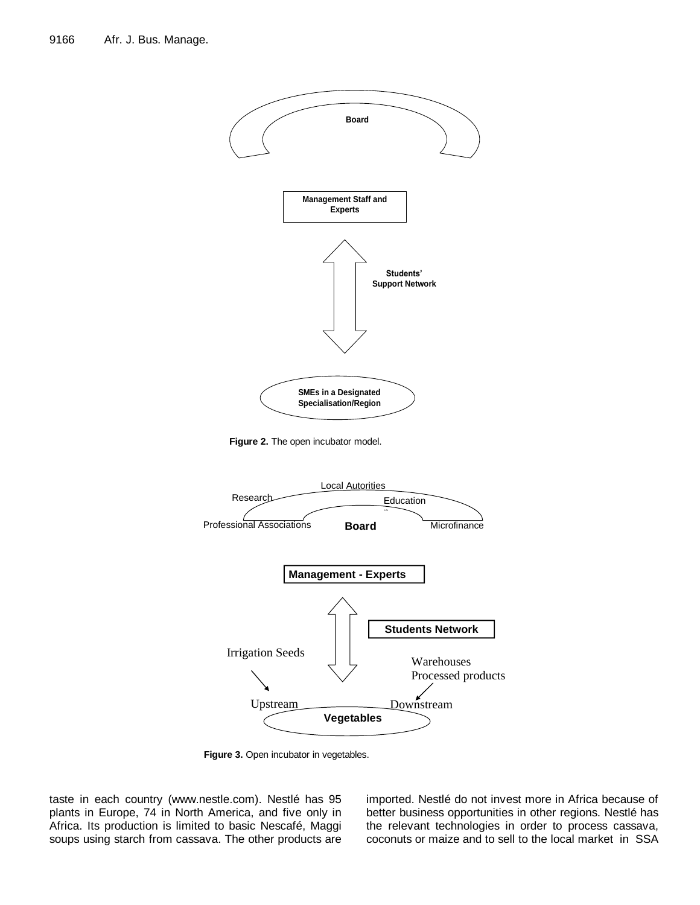Board

Management Staff and Experts

Students' Support Network

SMEs in a Designated Specialisation/Region

**Figure 2.** The open incubator model.

Local Autorities

Research

Education

Professional Associations

Board

Microfinance

Management - Experts

Students Network

Irrigation Seeds

Warehouses
Processed products

Upstream

Downstream

Vegetables

**Figure 3.** Open incubator in vegetables.

taste in each country (www.nestle.com). Nestlé has 95 plants in Europe, 74 in North America, and five only in Africa. Its production is limited to basic Nescafé, Maggi soups using starch from cassava. The other products are imported. Nestlé do not invest more in Africa because of better business opportunities in other regions. Nestlé has the relevant technologies in order to process cassava, coconuts or maize and to sell to the local market in SSA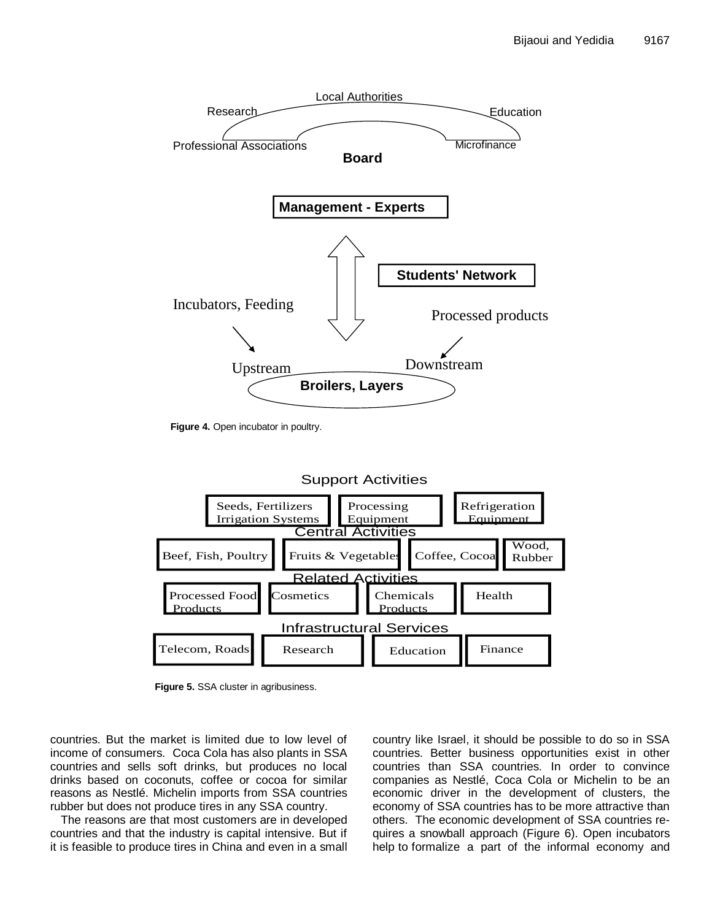Local Authorities

Research

Education

Professional Associations

Microfinance

**Board**

**Management - Experts**

**Students' Network**

Incubators, Feeding

Processed products

Upstream

Downstream

**Broilers, Layers**

**Figure 4.** Open incubator in poultry.

Support Activities

| Seeds, Fertilizers Irrigation Systems | Processing Equipment | Refrigeration Equipment |
|---|---|---|

Central Activities

| Beef, Fish, Poultry | Fruits & Vegetables | Coffee, Cocoa | Wood, Rubber |
|---|---|---|---|

Related Activities

| Processed Food Products | Cosmetics | Chemicals Products | Health |
|---|---|---|---|

Infrastructural Services

| Telecom, Roads | Research | Education | Finance |
|---|---|---|---|

**Figure 5.** SSA cluster in agribusiness.

countries. But the market is limited due to low level of income of consumers. Coca Cola has also plants in SSA countries and sells soft drinks, but produces no local drinks based on coconuts, coffee or cocoa for similar reasons as Nestlé. Michelin imports from SSA countries rubber but does not produce tires in any SSA country.

The reasons are that most customers are in developed countries and that the industry is capital intensive. But if it is feasible to produce tires in China and even in a small country like Israel, it should be possible to do so in SSA countries. Better business opportunities exist in other countries than SSA countries. In order to convince companies as Nestlé, Coca Cola or Michelin to be an economic driver in the development of clusters, the economy of SSA countries has to be more attractive than others. The economic development of SSA countries requires a snowball approach (Figure 6). Open incubators help to formalize a part of the informal economy and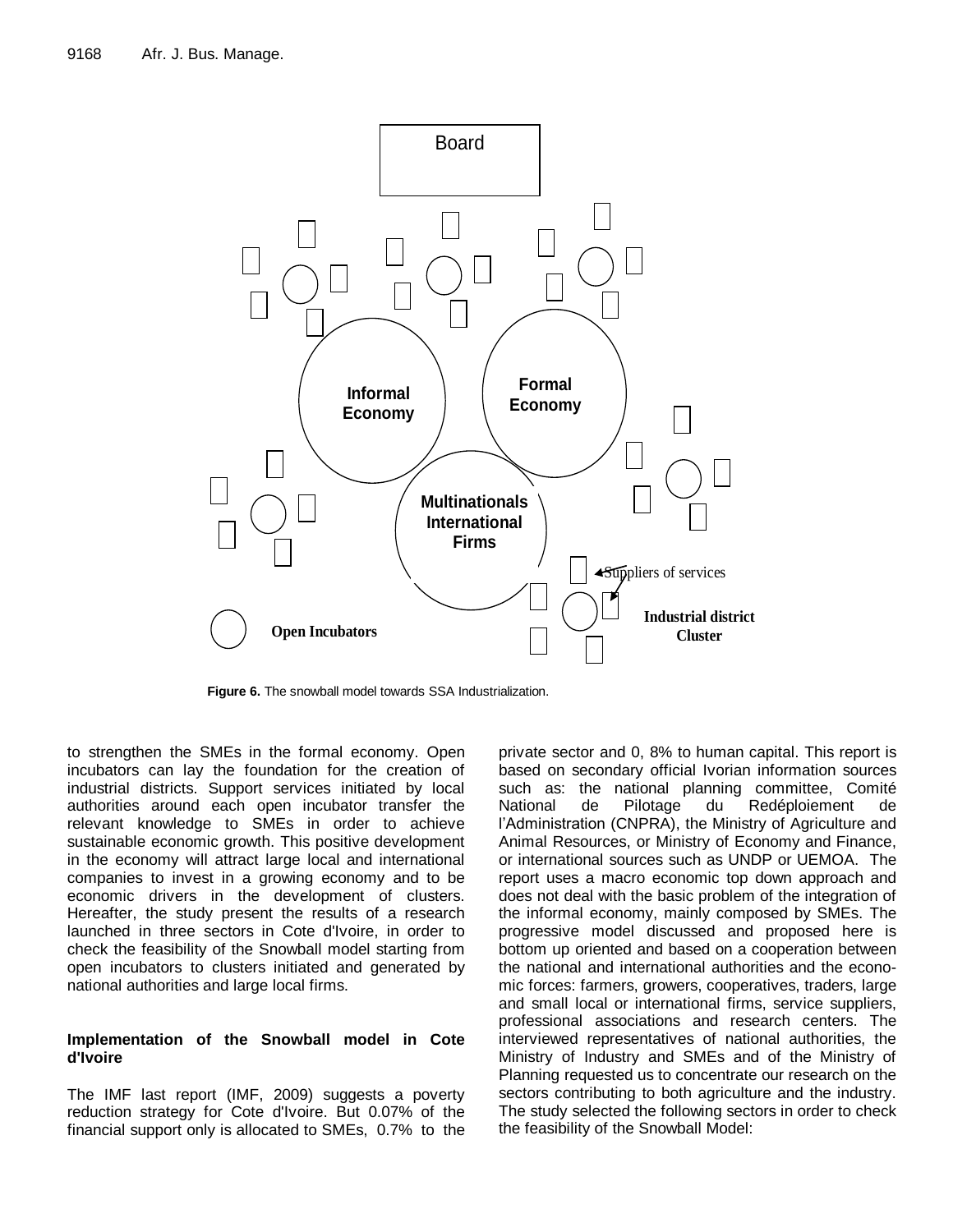Board

Informal Economy

Formal Economy

Multinationals International Firms

Suppliers of services

Industrial district Cluster

Open Incubators

**Figure 6.** The snowball model towards SSA Industrialization.

to strengthen the SMEs in the formal economy. Open incubators can lay the foundation for the creation of industrial districts. Support services initiated by local authorities around each open incubator transfer the relevant knowledge to SMEs in order to achieve sustainable economic growth. This positive development in the economy will attract large local and international companies to invest in a growing economy and to be economic drivers in the development of clusters. Hereafter, the study present the results of a research launched in three sectors in Cote d'Ivoire, in order to check the feasibility of the Snowball model starting from open incubators to clusters initiated and generated by national authorities and large local firms.

### Implementation of the Snowball model in Cote d'Ivoire

The IMF last report (IMF, 2009) suggests a poverty reduction strategy for Cote d'Ivoire. But 0.07% of the financial support only is allocated to SMEs, 0.7% to the private sector and 0, 8% to human capital. This report is based on secondary official Ivorian information sources such as: the national planning committee, Comité National de Pilotage du Redéploiement de l'Administration (CNPRA), the Ministry of Agriculture and Animal Resources, or Ministry of Economy and Finance, or international sources such as UNDP or UEMOA. The report uses a macro economic top down approach and does not deal with the basic problem of the integration of the informal economy, mainly composed by SMEs. The progressive model discussed and proposed here is bottom up oriented and based on a cooperation between the national and international authorities and the economic forces: farmers, growers, cooperatives, traders, large and small local or international firms, service suppliers, professional associations and research centers. The interviewed representatives of national authorities, the Ministry of Industry and SMEs and of the Ministry of Planning requested us to concentrate our research on the sectors contributing to both agriculture and the industry. The study selected the following sectors in order to check the feasibility of the Snowball Model: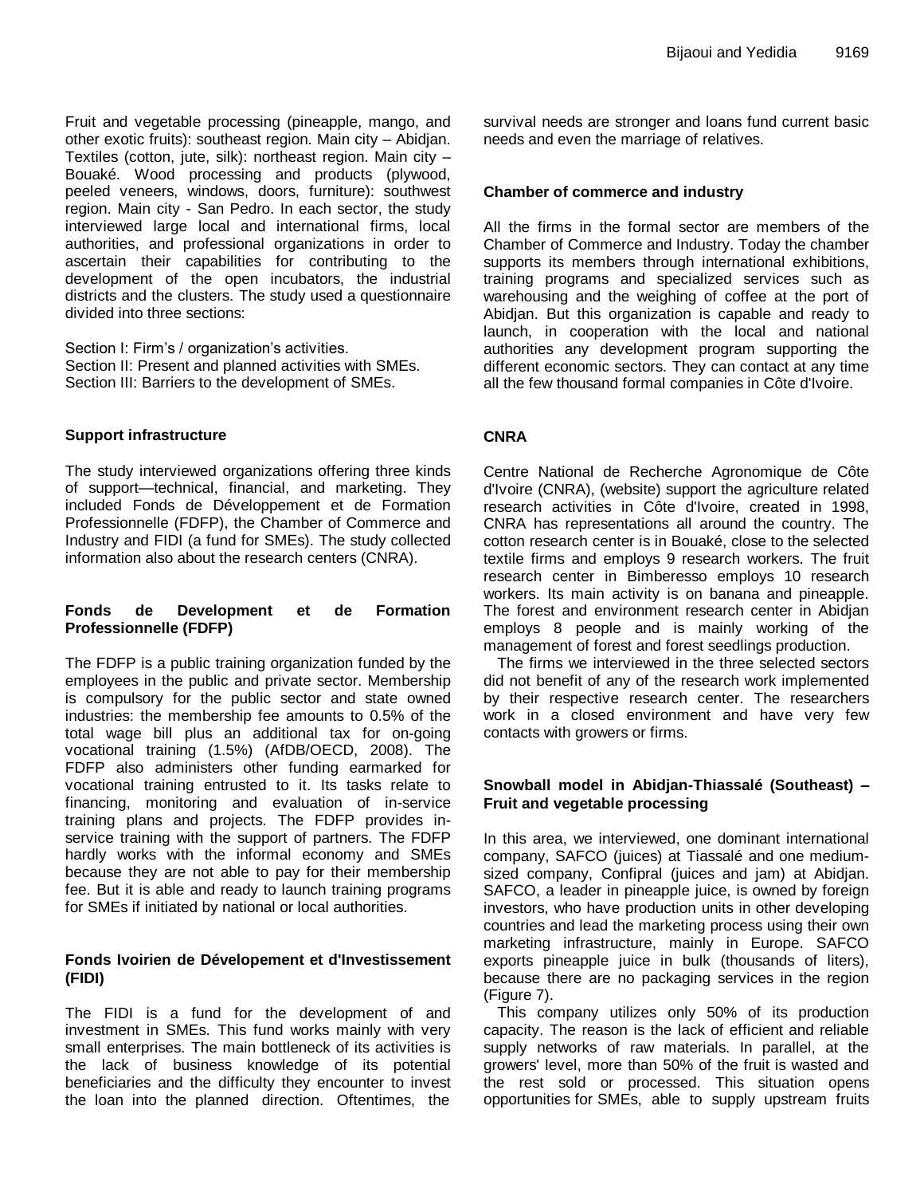Fruit and vegetable processing (pineapple, mango, and other exotic fruits): southeast region. Main city – Abidjan. Textiles (cotton, jute, silk): northeast region. Main city – Bouaké. Wood processing and products (plywood, peeled veneers, windows, doors, furniture): southwest region. Main city - San Pedro. In each sector, the study interviewed large local and international firms, local authorities, and professional organizations in order to ascertain their capabilities for contributing to the development of the open incubators, the industrial districts and the clusters. The study used a questionnaire divided into three sections:

Section I: Firm's / organization's activities.
Section II: Present and planned activities with SMEs.
Section III: Barriers to the development of SMEs.

### Support infrastructure

The study interviewed organizations offering three kinds of support—technical, financial, and marketing. They included Fonds de Développement et de Formation Professionnelle (FDFP), the Chamber of Commerce and Industry and FIDI (a fund for SMEs). The study collected information also about the research centers (CNRA).

### Fonds de Development et de Formation Professionnelle (FDFP)

The FDFP is a public training organization funded by the employees in the public and private sector. Membership is compulsory for the public sector and state owned industries: the membership fee amounts to 0.5% of the total wage bill plus an additional tax for on-going vocational training (1.5%) (AfDB/OECD, 2008). The FDFP also administers other funding earmarked for vocational training entrusted to it. Its tasks relate to financing, monitoring and evaluation of in-service training plans and projects. The FDFP provides in-service training with the support of partners. The FDFP hardly works with the informal economy and SMEs because they are not able to pay for their membership fee. But it is able and ready to launch training programs for SMEs if initiated by national or local authorities.

### Fonds Ivoirien de Dévelopement et d'Investissement (FIDI)

The FIDI is a fund for the development of and investment in SMEs. This fund works mainly with very small enterprises. The main bottleneck of its activities is the lack of business knowledge of its potential beneficiaries and the difficulty they encounter to invest the loan into the planned direction. Oftentimes, the survival needs are stronger and loans fund current basic needs and even the marriage of relatives.

### Chamber of commerce and industry

All the firms in the formal sector are members of the Chamber of Commerce and Industry. Today the chamber supports its members through international exhibitions, training programs and specialized services such as warehousing and the weighing of coffee at the port of Abidjan. But this organization is capable and ready to launch, in cooperation with the local and national authorities any development program supporting the different economic sectors. They can contact at any time all the few thousand formal companies in Côte d'Ivoire.

### CNRA

Centre National de Recherche Agronomique de Côte d'Ivoire (CNRA), (website) support the agriculture related research activities in Côte d'Ivoire, created in 1998, CNRA has representations all around the country. The cotton research center is in Bouaké, close to the selected textile firms and employs 9 research workers. The fruit research center in Bimberesso employs 10 research workers. Its main activity is on banana and pineapple. The forest and environment research center in Abidjan employs 8 people and is mainly working of the management of forest and forest seedlings production.

The firms we interviewed in the three selected sectors did not benefit of any of the research work implemented by their respective research center. The researchers work in a closed environment and have very few contacts with growers or firms.

### Snowball model in Abidjan-Thiassalé (Southeast) – Fruit and vegetable processing

In this area, we interviewed, one dominant international company, SAFCO (juices) at Tiassalé and one medium-sized company, Confipral (juices and jam) at Abidjan. SAFCO, a leader in pineapple juice, is owned by foreign investors, who have production units in other developing countries and lead the marketing process using their own marketing infrastructure, mainly in Europe. SAFCO exports pineapple juice in bulk (thousands of liters), because there are no packaging services in the region (Figure 7).

This company utilizes only 50% of its production capacity. The reason is the lack of efficient and reliable supply networks of raw materials. In parallel, at the growers' level, more than 50% of the fruit is wasted and the rest sold or processed. This situation opens opportunities for SMEs, able to supply upstream fruits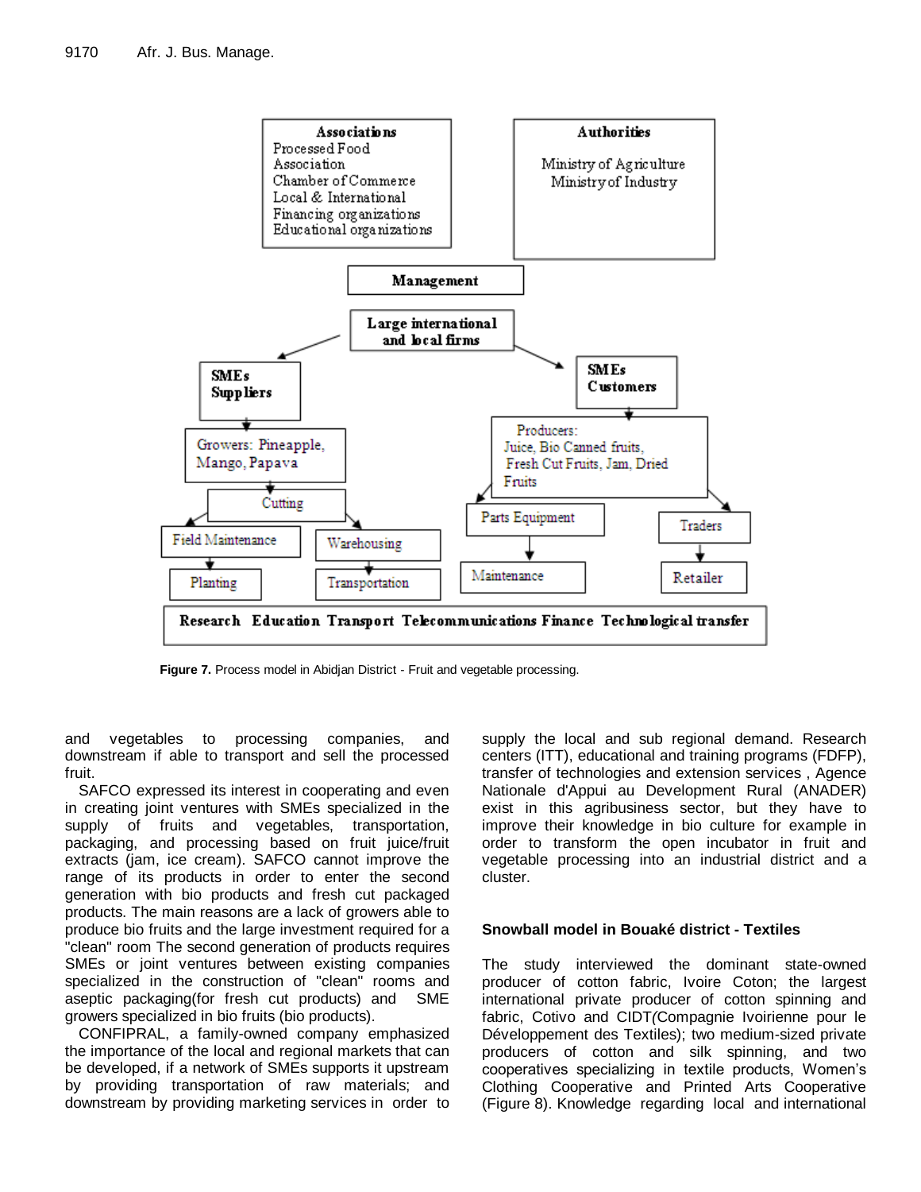Figure 7. Process model in Abidjan District - Fruit and vegetable processing.

and vegetables to processing companies, and downstream if able to transport and sell the processed fruit.

SAFCO expressed its interest in cooperating and even in creating joint ventures with SMEs specialized in the supply of fruits and vegetables, transportation, packaging, and processing based on fruit juice/fruit extracts (jam, ice cream). SAFCO cannot improve the range of its products in order to enter the second generation with bio products and fresh cut packaged products. The main reasons are a lack of growers able to produce bio fruits and the large investment required for a "clean" room The second generation of products requires SMEs or joint ventures between existing companies specialized in the construction of "clean" rooms and aseptic packaging(for fresh cut products) and SME growers specialized in bio fruits (bio products).

CONFIPRAL, a family-owned company emphasized the importance of the local and regional markets that can be developed, if a network of SMEs supports it upstream by providing transportation of raw materials; and downstream by providing marketing services in order to supply the local and sub regional demand. Research centers (ITT), educational and training programs (FDFP), transfer of technologies and extension services , Agence Nationale d'Appui au Development Rural (ANADER) exist in this agribusiness sector, but they have to improve their knowledge in bio culture for example in order to transform the open incubator in fruit and vegetable processing into an industrial district and a cluster.

### Snowball model in Bouaké district - Textiles

The study interviewed the dominant state-owned producer of cotton fabric, Ivoire Coton; the largest international private producer of cotton spinning and fabric, Cotivo and CIDT(Compagnie Ivoirienne pour le Développement des Textiles); two medium-sized private producers of cotton and silk spinning, and two cooperatives specializing in textile products, Women's Clothing Cooperative and Printed Arts Cooperative (Figure 8). Knowledge regarding local and international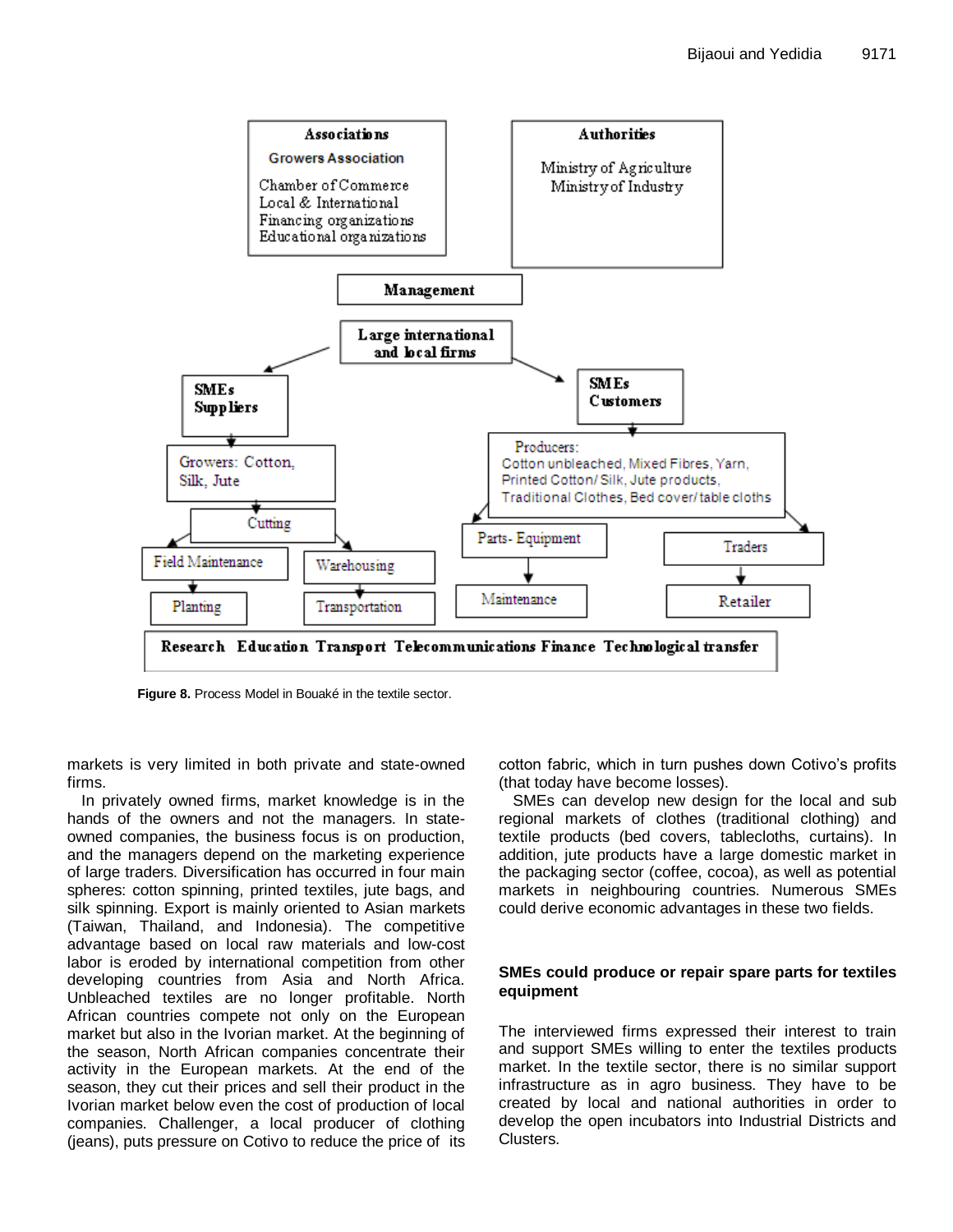Figure 8. Process Model in Bouaké in the textile sector.

markets is very limited in both private and state-owned firms.

In privately owned firms, market knowledge is in the hands of the owners and not the managers. In state-owned companies, the business focus is on production, and the managers depend on the marketing experience of large traders. Diversification has occurred in four main spheres: cotton spinning, printed textiles, jute bags, and silk spinning. Export is mainly oriented to Asian markets (Taiwan, Thailand, and Indonesia). The competitive advantage based on local raw materials and low-cost labor is eroded by international competition from other developing countries from Asia and North Africa. Unbleached textiles are no longer profitable. North African countries compete not only on the European market but also in the Ivorian market. At the beginning of the season, North African companies concentrate their activity in the European markets. At the end of the season, they cut their prices and sell their product in the Ivorian market below even the cost of production of local companies. Challenger, a local producer of clothing (jeans), puts pressure on Cotivo to reduce the price of its cotton fabric, which in turn pushes down Cotivo's profits (that today have become losses).

SMEs can develop new design for the local and sub regional markets of clothes (traditional clothing) and textile products (bed covers, tablecloths, curtains). In addition, jute products have a large domestic market in the packaging sector (coffee, cocoa), as well as potential markets in neighbouring countries. Numerous SMEs could derive economic advantages in these two fields.

## SMEs could produce or repair spare parts for textiles equipment

The interviewed firms expressed their interest to train and support SMEs willing to enter the textiles products market. In the textile sector, there is no similar support infrastructure as in agro business. They have to be created by local and national authorities in order to develop the open incubators into Industrial Districts and Clusters.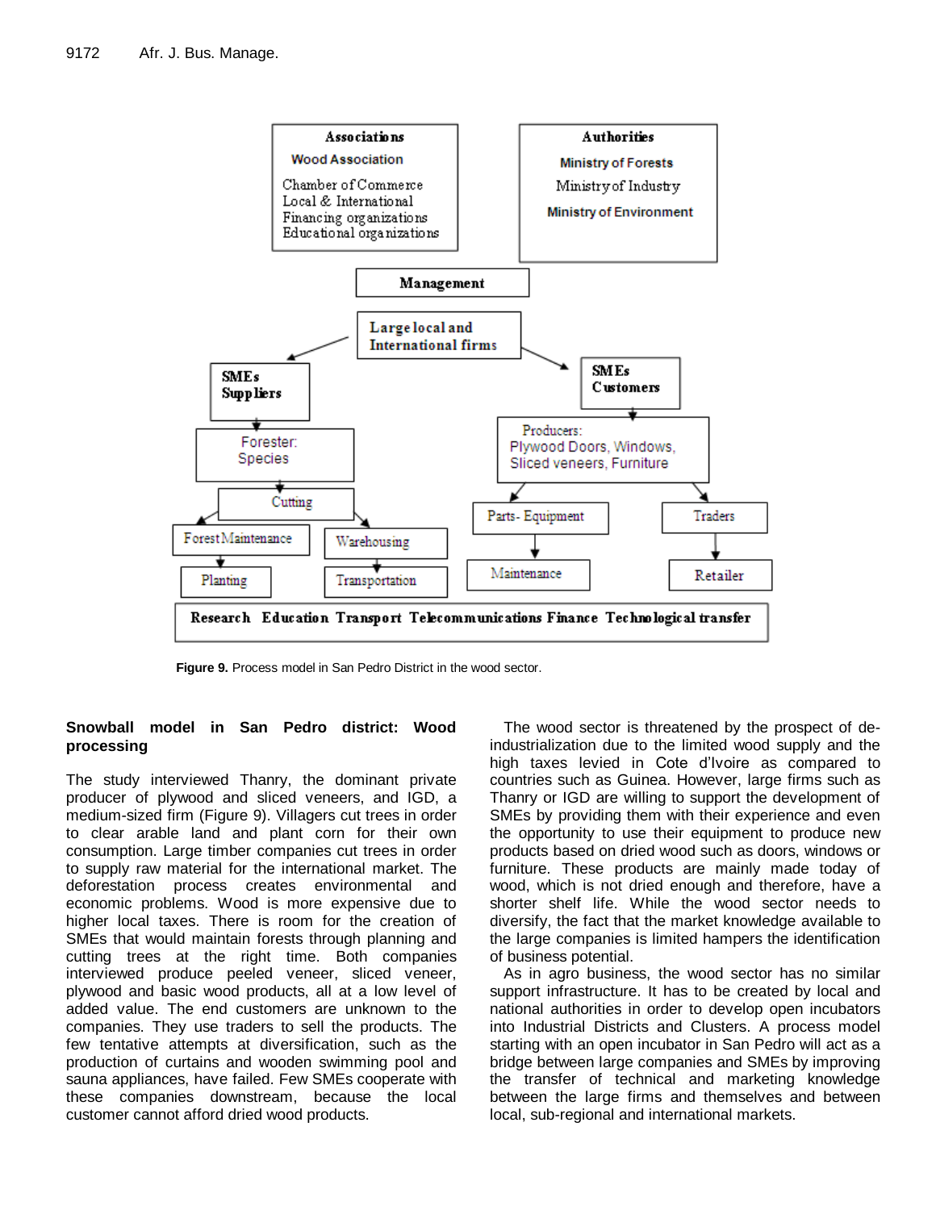**Figure 9.** Process model in San Pedro District in the wood sector.

### Snowball model in San Pedro district: Wood processing

The study interviewed Thanry, the dominant private producer of plywood and sliced veneers, and IGD, a medium-sized firm (Figure 9). Villagers cut trees in order to clear arable land and plant corn for their own consumption. Large timber companies cut trees in order to supply raw material for the international market. The deforestation process creates environmental and economic problems. Wood is more expensive due to higher local taxes. There is room for the creation of SMEs that would maintain forests through planning and cutting trees at the right time. Both companies interviewed produce peeled veneer, sliced veneer, plywood and basic wood products, all at a low level of added value. The end customers are unknown to the companies. They use traders to sell the products. The few tentative attempts at diversification, such as the production of curtains and wooden swimming pool and sauna appliances, have failed. Few SMEs cooperate with these companies downstream, because the local customer cannot afford dried wood products.

The wood sector is threatened by the prospect of de-industrialization due to the limited wood supply and the high taxes levied in Cote d'Ivoire as compared to countries such as Guinea. However, large firms such as Thanry or IGD are willing to support the development of SMEs by providing them with their experience and even the opportunity to use their equipment to produce new products based on dried wood such as doors, windows or furniture. These products are mainly made today of wood, which is not dried enough and therefore, have a shorter shelf life. While the wood sector needs to diversify, the fact that the market knowledge available to the large companies is limited hampers the identification of business potential.

As in agro business, the wood sector has no similar support infrastructure. It has to be created by local and national authorities in order to develop open incubators into Industrial Districts and Clusters. A process model starting with an open incubator in San Pedro will act as a bridge between large companies and SMEs by improving the transfer of technical and marketing knowledge between the large firms and themselves and between local, sub-regional and international markets.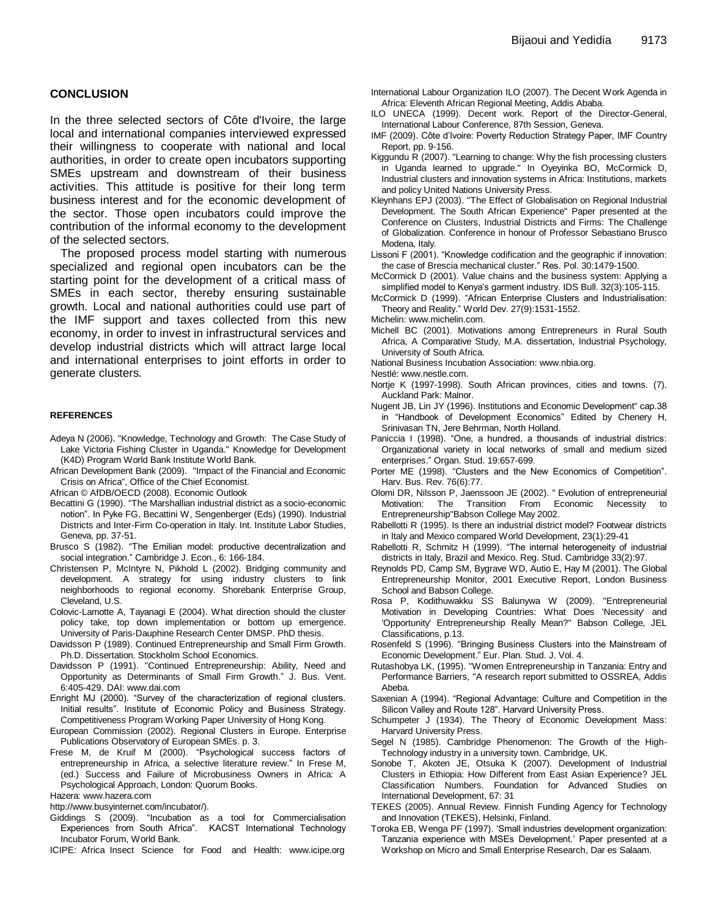## CONCLUSION

In the three selected sectors of Côte d'Ivoire, the large local and international companies interviewed expressed their willingness to cooperate with national and local authorities, in order to create open incubators supporting SMEs upstream and downstream of their business activities. This attitude is positive for their long term business interest and for the economic development of the sector. Those open incubators could improve the contribution of the informal economy to the development of the selected sectors.

The proposed process model starting with numerous specialized and regional open incubators can be the starting point for the development of a critical mass of SMEs in each sector, thereby ensuring sustainable growth. Local and national authorities could use part of the IMF support and taxes collected from this new economy, in order to invest in infrastructural services and develop industrial districts which will attract large local and international enterprises to joint efforts in order to generate clusters.

### REFERENCES

Adeya N (2006). "Knowledge, Technology and Growth: The Case Study of Lake Victoria Fishing Cluster in Uganda." Knowledge for Development (K4D) Program World Bank Institute World Bank.

African Development Bank (2009). "Impact of the Financial and Economic Crisis on Africa", Office of the Chief Economist.

African © AfDB/OECD (2008). Economic Outlook

Becattini G (1990). "The Marshallian industrial district as a socio-economic notion". In Pyke FG, Becattini W, Sengenberger (Eds) (1990). Industrial Districts and Inter-Firm Co-operation in Italy. Int. Institute Labor Studies, Geneva, pp. 37-51.

Brusco S (1982). "The Emilian model: productive decentralization and social integration." Cambridge J. Econ., 6: 166-184.

Christensen P, McIntyre N, Pikhold L (2002). Bridging community and development. A strategy for using industry clusters to link neighborhoods to regional economy. Shorebank Enterprise Group, Cleveland, U.S.

Colovic-Lamotte A, Tayanagi E (2004). What direction should the cluster policy take, top down implementation or bottom up emergence. University of Paris-Dauphine Research Center DMSP. PhD thesis.

Davidsson P (1989). Continued Entrepreneurship and Small Firm Growth. Ph.D. Dissertation. Stockholm School Economics.

Davidsson P (1991). "Continued Entrepreneurship: Ability, Need and Opportunity as Determinants of Small Firm Growth." J. Bus. Vent. 6:405-429. DAI: www.dai.com

Enright MJ (2000). "Survey of the characterization of regional clusters. Initial results". Institute of Economic Policy and Business Strategy. Competitiveness Program Working Paper University of Hong Kong.

European Commission (2002). Regional Clusters in Europe. Enterprise Publications Observatory of European SMEs. p. 3.

Frese M, de Kruif M (2000). "Psychological success factors of entrepreneurship in Africa, a selective literature review." In Frese M, (ed.) Success and Failure of Microbusiness Owners in Africa: A Psychological Approach, London: Quorum Books.

Hazera: www.hazera.com

http://www.busyinternet.com/incubator/).

Giddings S (2009). "Incubation as a tool for Commercialisation Experiences from South Africa". KACST International Technology Incubator Forum, World Bank.

ICIPE: Africa Insect Science for Food and Health: www.icipe.org

International Labour Organization ILO (2007). The Decent Work Agenda in Africa: Eleventh African Regional Meeting, Addis Ababa.

ILO UNECA (1999). Decent work. Report of the Director-General, International Labour Conference, 87th Session, Geneva.

IMF (2009). Côte d'Ivoire: Poverty Reduction Strategy Paper, IMF Country Report, pp. 9-156.

Kiggundu R (2007). "Learning to change: Why the fish processing clusters in Uganda learned to upgrade." In Oyeyinka BO, McCormick D, Industrial clusters and innovation systems in Africa: Institutions, markets and policy United Nations University Press.

Kleynhans EPJ (2003). "The Effect of Globalisation on Regional Industrial Development. The South African Experience" Paper presented at the Conference on Clusters, Industrial Districts and Firms: The Challenge of Globalization. Conference in honour of Professor Sebastiano Brusco Modena, Italy.

Lissoni F (2001). "Knowledge codification and the geographic if innovation: the case of Brescia mechanical cluster." Res. Pol. 30:1479-1500.

McCormick D (2001). Value chains and the business system: Applying a simplified model to Kenya's garment industry. IDS Bull. 32(3):105-115.

McCormick D (1999). "African Enterprise Clusters and Industrialisation: Theory and Reality." World Dev. 27(9):1531-1552.

Michelin: www.michelin.com.

Michell BC (2001). Motivations among Entrepreneurs in Rural South Africa, A Comparative Study, M.A. dissertation, Industrial Psychology, University of South Africa.

National Business Incubation Association: www.nbia.org.

Nestlé: www.nestle.com.

Nortje K (1997-1998). South African provinces, cities and towns. (7). Auckland Park: Malnor.

Nugent JB, Lin JY (1996). Institutions and Economic Development" cap.38 in "Handbook of Development Economics" Edited by Chenery H, Srinivasan TN, Jere Behrman, North Holland.

Paniccia I (1998). "One, a hundred, a thousands of industrial districs: Organizational variety in local networks of small and medium sized enterprises." Organ. Stud. 19:657-699.

Porter ME (1998). "Clusters and the New Economics of Competition". Harv. Bus. Rev. 76(6):77.

Olomi DR, Nilsson P, Jaenssoon JE (2002). " Evolution of entrepreneurial Motivation: The Transition From Economic Necessity to Entrepreneurship"Babson College May 2002.

Rabellotti R (1995). Is there an industrial district model? Footwear districts in Italy and Mexico compared World Development, 23(1):29-41

Rabellotti R, Schmitz H (1999). "The internal heterogeneity of industrial districts in Italy, Brazil and Mexico. Reg. Stud. Cambridge 33(2):97.

Reynolds PD, Camp SM, Bygrave WD, Autio E, Hay M (2001). The Global Entrepreneurship Monitor, 2001 Executive Report, London Business School and Babson College.

Rosa P, Kodithuwakku SS Balunywa W (2009). "Entrepreneurial Motivation in Developing Countries: What Does 'Necessity' and 'Opportunity' Entrepreneurship Really Mean?" Babson College, JEL Classifications, p.13.

Rosenfeld S (1996). "Bringing Business Clusters into the Mainstream of Economic Development." Eur. Plan. Stud. J. Vol. 4.

Rutashobya LK, (1995). "Women Entrepreneurship in Tanzania: Entry and Performance Barriers, "A research report submitted to OSSREA, Addis Abeba.

Saxenian A (1994). "Regional Advantage: Culture and Competition in the Silicon Valley and Route 128". Harvard University Press.

Schumpeter J (1934). The Theory of Economic Development Mass: Harvard University Press.

Segel N (1985). Cambridge Phenomenon: The Growth of the High-Technology industry in a university town. Cambridge, UK.

Sonobe T, Akoten JE, Otsuka K (2007). Development of Industrial Clusters in Ethiopia: How Different from East Asian Experience? JEL Classification Numbers. Foundation for Advanced Studies on International Development, 67: 31

TEKES (2005). Annual Review. Finnish Funding Agency for Technology and Innovation (TEKES), Helsinki, Finland.

Toroka EB, Wenga PF (1997). 'Small industries development organization: Tanzania experience with MSEs Development.' Paper presented at a Workshop on Micro and Small Enterprise Research, Dar es Salaam.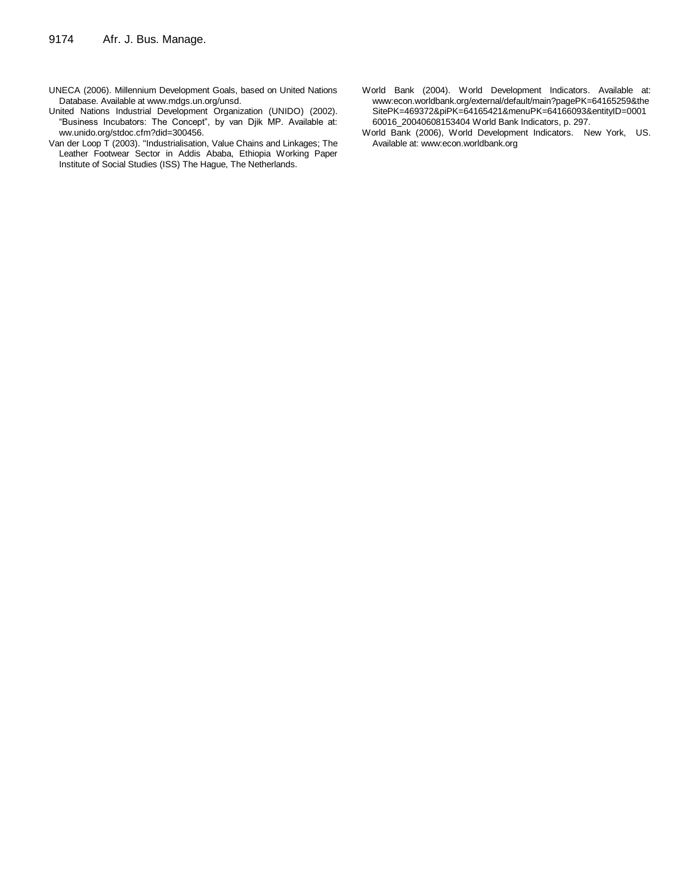UNECA (2006). Millennium Development Goals, based on United Nations Database. Available at www.mdgs.un.org/unsd.

United Nations Industrial Development Organization (UNIDO) (2002). "Business Incubators: The Concept", by van Djik MP. Available at: ww.unido.org/stdoc.cfm?did=300456.

Van der Loop T (2003). "Industrialisation, Value Chains and Linkages; The Leather Footwear Sector in Addis Ababa, Ethiopia Working Paper Institute of Social Studies (ISS) The Hague, The Netherlands.

World Bank (2004). World Development Indicators. Available at: www:econ.worldbank.org/external/default/main?pagePK=64165259&theSitePK=469372&piPK=64165421&menuPK=64166093&entityID=000160016_20040608153404 World Bank Indicators, p. 297.

World Bank (2006), World Development Indicators. New York, US. Available at: www:econ.worldbank.org